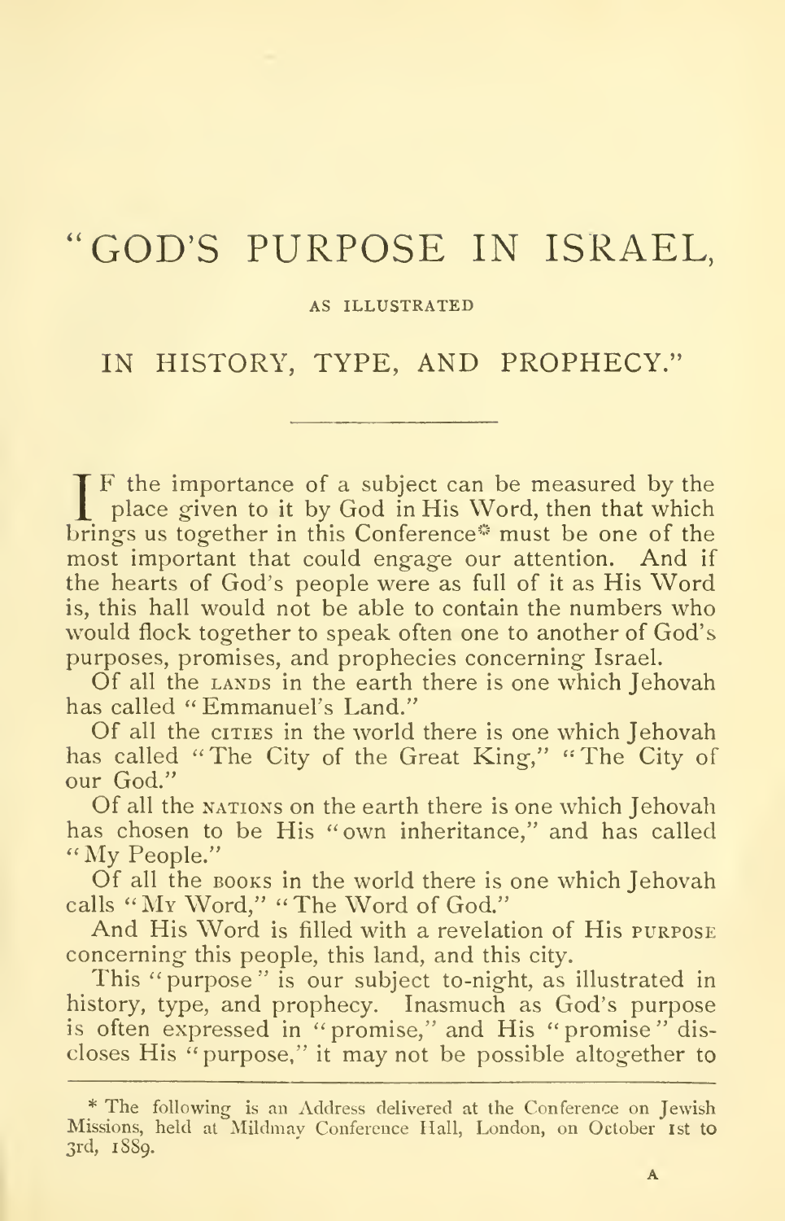# "GOD'S PURPOSE IN ISRAEL,

AS ILLUSTRATED

## IN HISTORY, TYPE, AND PROPHECY."

IF the importance of a subject can be measured by the place given to it by God in His Word, then that which brings us together in this Conference* must be one of the most important that could engage our attention. And if the hearts of God's people were as full of it as His Word is, this hall would not be able to contain the numbers who would flock together to speak often one to another of God's purposes, promises, and prophecies concerning Israel.

Of all the LANDS in the earth there is one which Jehovah has called "Emmanuel's Land."

Of all the CITIES in the world there is one which Jehovah has called "The City of the Great King," "The City of our God."

Of all the NATIONS on the earth there is one which Jehovah has chosen to be His "own inheritance," and has called "My People."

Of all the BOOKS in the world there is one which Jehovah calls "MY Word," "The Word of God."

And His Word is filled with a revelation of His PURPOSE concerning this people, this land, and this city.

This "purpose" is our subject to-night, as illustrated in history, type, and prophecy. Inasmuch as God's purpose is often expressed in "promise," and His "promise" discloses His "purpose," it may not be possible altogether to

---

* The following is an Address delivered at the Conference on Jewish Missions, held at Mildmay Conference Hall, London, on October 1st to 3rd, 1889.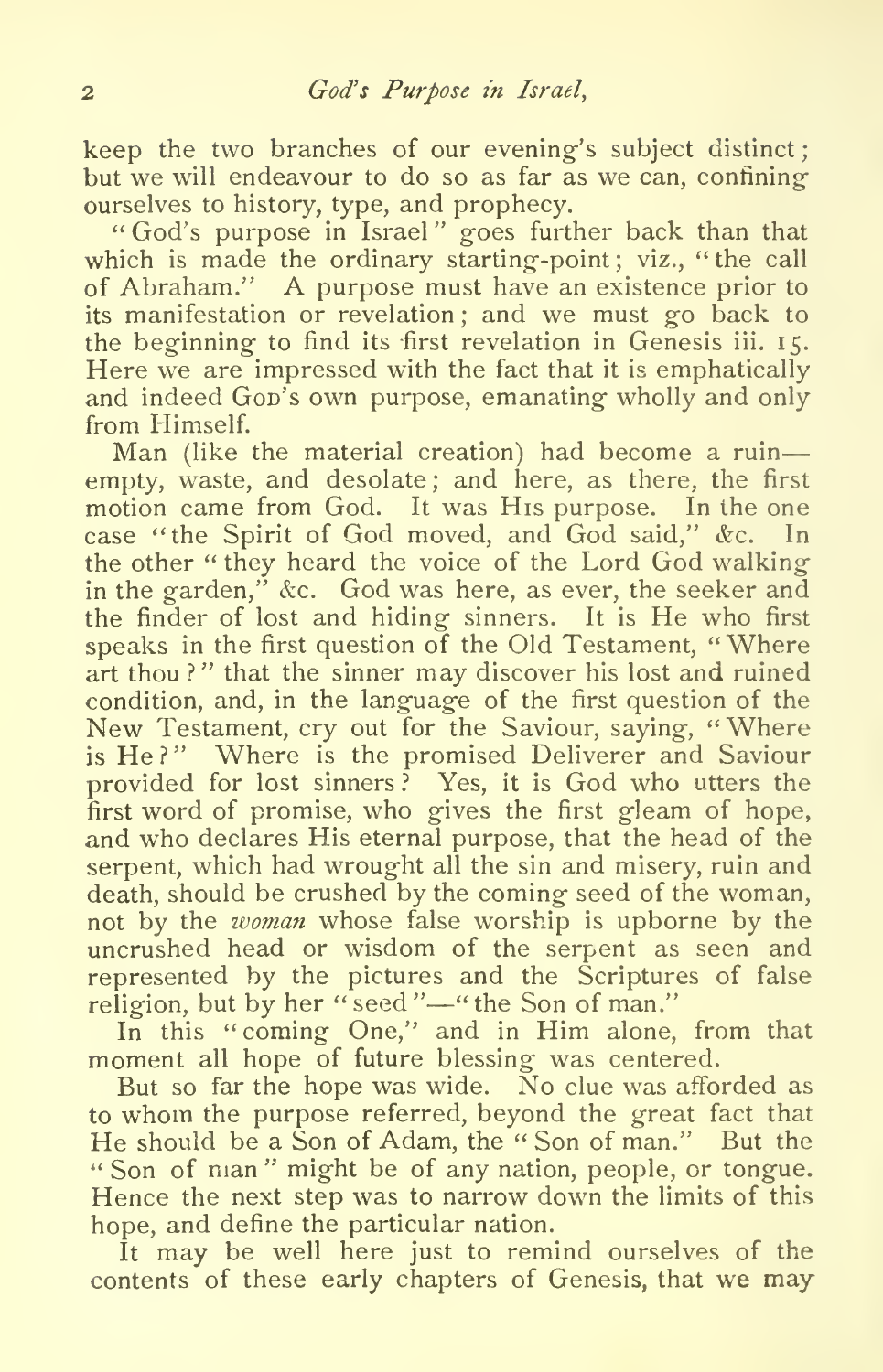keep the two branches of our evening's subject distinct; but we will endeavour to do so as far as we can, confining ourselves to history, type, and prophecy.

"God's purpose in Israel" goes further back than that which is made the ordinary starting-point; viz., "the call of Abraham." A purpose must have an existence prior to its manifestation or revelation; and we must go back to the beginning to find its first revelation in Genesis iii. 15. Here we are impressed with the fact that it is emphatically and indeed GOD's own purpose, emanating wholly and only from Himself.

Man (like the material creation) had become a ruin—empty, waste, and desolate; and here, as there, the first motion came from God. It was HIS purpose. In the one case "the Spirit of God moved, and God said," &c. In the other "they heard the voice of the Lord God walking in the garden," &c. God was here, as ever, the seeker and the finder of lost and hiding sinners. It is He who first speaks in the first question of the Old Testament, "Where art thou?" that the sinner may discover his lost and ruined condition, and, in the language of the first question of the New Testament, cry out for the Saviour, saying, "Where is He?" Where is the promised Deliverer and Saviour provided for lost sinners? Yes, it is God who utters the first word of promise, who gives the first gleam of hope, and who declares His eternal purpose, that the head of the serpent, which had wrought all the sin and misery, ruin and death, should be crushed by the coming seed of the woman, not by the *woman* whose false worship is upborne by the uncrushed head or wisdom of the serpent as seen and represented by the pictures and the Scriptures of false religion, but by her "seed"—"the Son of man."

In this "coming One," and in Him alone, from that moment all hope of future blessing was centered.

But so far the hope was wide. No clue was afforded as to whom the purpose referred, beyond the great fact that He should be a Son of Adam, the "Son of man." But the "Son of man" might be of any nation, people, or tongue. Hence the next step was to narrow down the limits of this hope, and define the particular nation.

It may be well here just to remind ourselves of the contents of these early chapters of Genesis, that we may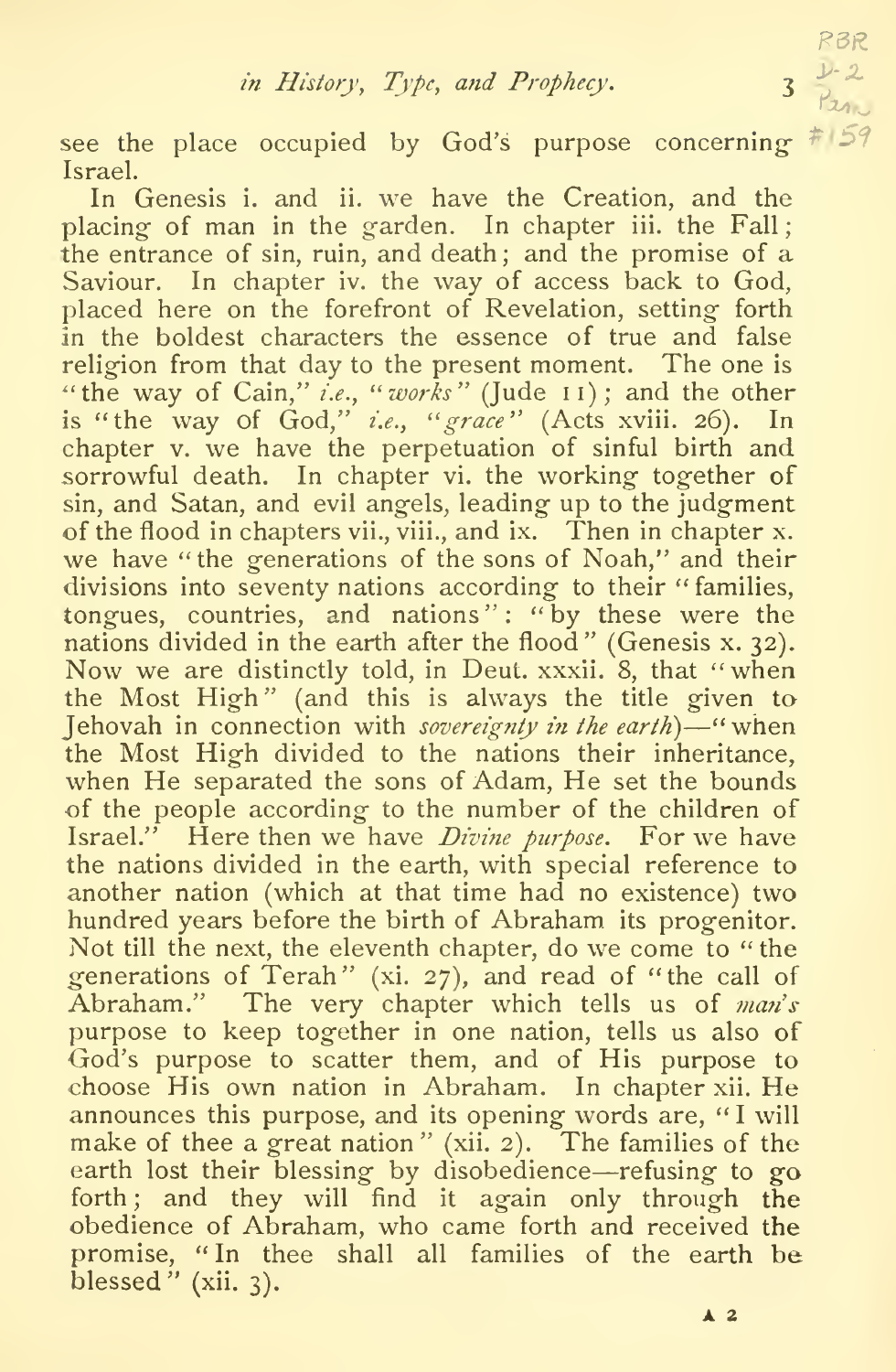see the place occupied by God's purpose concerning Israel.

In Genesis i. and ii. we have the Creation, and the placing of man in the garden. In chapter iii. the Fall; the entrance of sin, ruin, and death; and the promise of a Saviour. In chapter iv. the way of access back to God, placed here on the forefront of Revelation, setting forth in the boldest characters the essence of true and false religion from that day to the present moment. The one is "the way of Cain," *i.e.*, "*works*" (Jude 11); and the other is "the way of God," *i.e.*, "*grace*" (Acts xviii. 26). In chapter v. we have the perpetuation of sinful birth and sorrowful death. In chapter vi. the working together of sin, and Satan, and evil angels, leading up to the judgment of the flood in chapters vii., viii., and ix. Then in chapter x. we have "the generations of the sons of Noah," and their divisions into seventy nations according to their "families, tongues, countries, and nations": "by these were the nations divided in the earth after the flood" (Genesis x. 32). Now we are distinctly told, in Deut. xxxii. 8, that "when the Most High" (and this is always the title given to Jehovah in connection with *sovereignty in the earth*)—"when the Most High divided to the nations their inheritance, when He separated the sons of Adam, He set the bounds of the people according to the number of the children of Israel." Here then we have *Divine purpose*. For we have the nations divided in the earth, with special reference to another nation (which at that time had no existence) two hundred years before the birth of Abraham its progenitor. Not till the next, the eleventh chapter, do we come to "the generations of Terah" (xi. 27), and read of "the call of Abraham." The very chapter which tells us of *man's* purpose to keep together in one nation, tells us also of God's purpose to scatter them, and of His purpose to choose His own nation in Abraham. In chapter xii. He announces this purpose, and its opening words are, "I will make of thee a great nation" (xii. 2). The families of the earth lost their blessing by disobedience—refusing to go forth; and they will find it again only through the obedience of Abraham, who came forth and received the promise, "In thee shall all families of the earth be blessed" (xii. 3).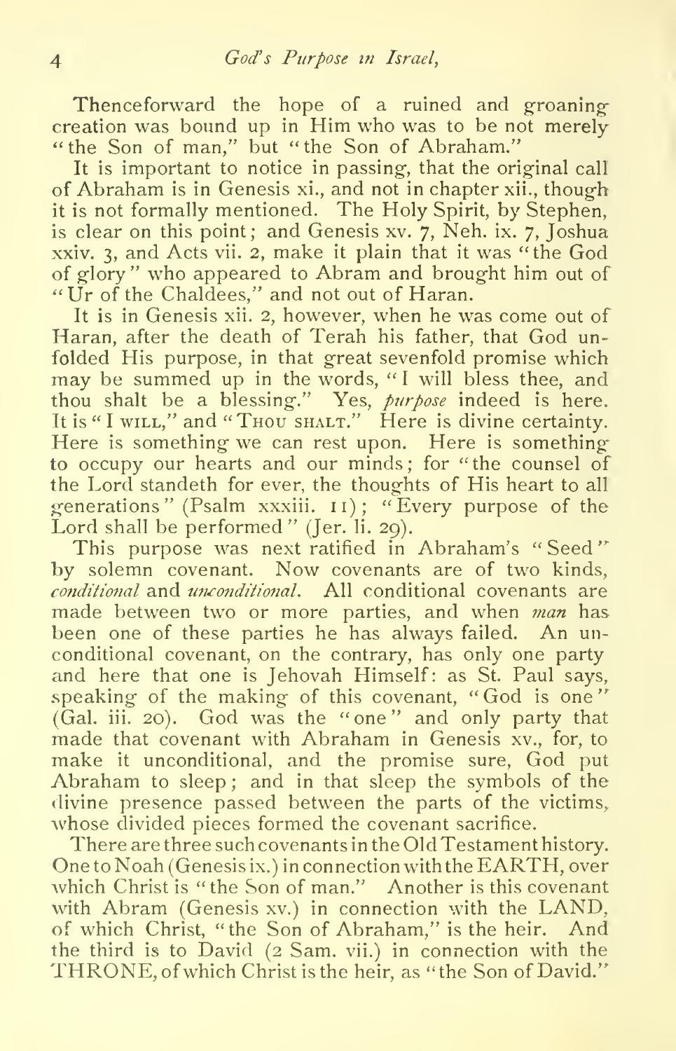Thenceforward the hope of a ruined and groaning creation was bound up in Him who was to be not merely "the Son of man," but "the Son of Abraham."

It is important to notice in passing, that the original call of Abraham is in Genesis xi., and not in chapter xii., though it is not formally mentioned. The Holy Spirit, by Stephen, is clear on this point; and Genesis xv. 7, Neh. ix. 7, Joshua xxiv. 3, and Acts vii. 2, make it plain that it was "the God of glory" who appeared to Abram and brought him out of "Ur of the Chaldees," and not out of Haran.

It is in Genesis xii. 2, however, when he was come out of Haran, after the death of Terah his father, that God unfolded His purpose, in that great sevenfold promise which may be summed up in the words, "I will bless thee, and thou shalt be a blessing." Yes, *purpose* indeed is here. It is "I WILL," and "THOU SHALT." Here is divine certainty. Here is something we can rest upon. Here is something to occupy our hearts and our minds; for "the counsel of the Lord standeth for ever, the thoughts of His heart to all generations" (Psalm xxxiii. 11); "Every purpose of the Lord shall be performed" (Jer. li. 29).

This purpose was next ratified in Abraham's "Seed" by solemn covenant. Now covenants are of two kinds, *conditional* and *unconditional*. All conditional covenants are made between two or more parties, and when *man* has been one of these parties he has always failed. An unconditional covenant, on the contrary, has only one party and here that one is Jehovah Himself: as St. Paul says, speaking of the making of this covenant, "God is one" (Gal. iii. 20). God was the "one" and only party that made that covenant with Abraham in Genesis xv., for, to make it unconditional, and the promise sure, God put Abraham to sleep; and in that sleep the symbols of the divine presence passed between the parts of the victims, whose divided pieces formed the covenant sacrifice.

There are three such covenants in the Old Testament history. One to Noah (Genesis ix.) in connection with the EARTH, over which Christ is "the Son of man." Another is this covenant with Abram (Genesis xv.) in connection with the LAND, of which Christ, "the Son of Abraham," is the heir. And the third is to David (2 Sam. vii.) in connection with the THRONE, of which Christ is the heir, as "the Son of David."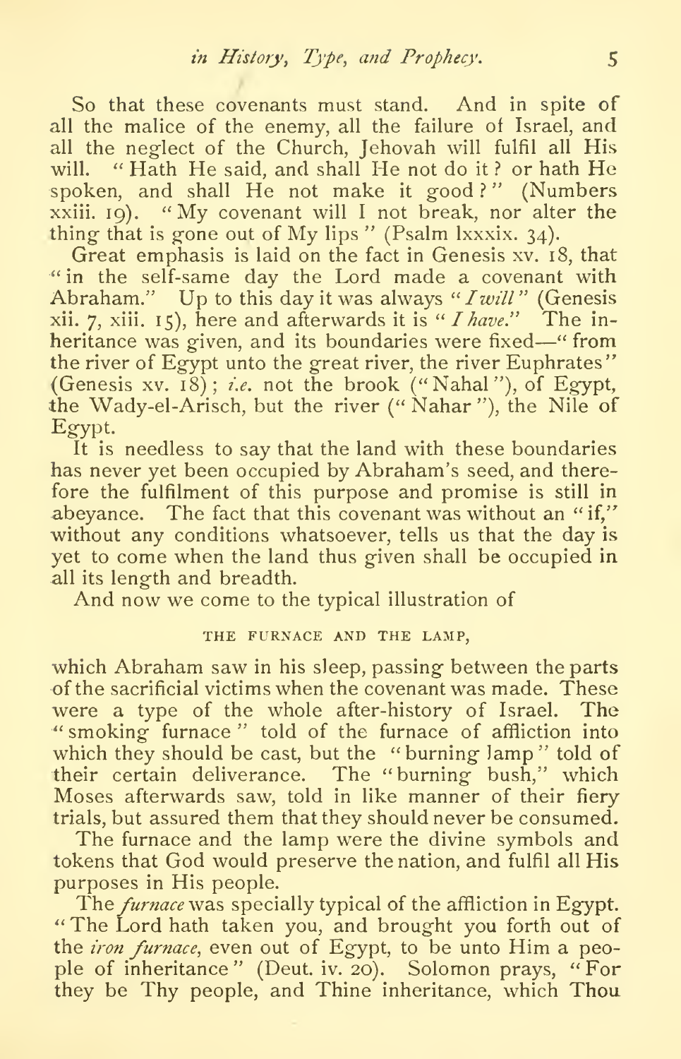So that these covenants must stand. And in spite of all the malice of the enemy, all the failure of Israel, and all the neglect of the Church, Jehovah will fulfil all His will. "Hath He said, and shall He not do it? or hath He spoken, and shall He not make it good?" (Numbers xxiii. 19). "My covenant will I not break, nor alter the thing that is gone out of My lips" (Psalm lxxxix. 34).

Great emphasis is laid on the fact in Genesis xv. 18, that "in the self-same day the Lord made a covenant with Abraham." Up to this day it was always "*I will*" (Genesis xii. 7, xiii. 15), here and afterwards it is "*I have*." The inheritance was given, and its boundaries were fixed—"from the river of Egypt unto the great river, the river Euphrates" (Genesis xv. 18); *i.e.* not the brook ("Nahal"), of Egypt, the Wady-el-Arisch, but the river ("Nahar"), the Nile of Egypt.

It is needless to say that the land with these boundaries has never yet been occupied by Abraham's seed, and therefore the fulfilment of this purpose and promise is still in abeyance. The fact that this covenant was without an "if," without any conditions whatsoever, tells us that the day is yet to come when the land thus given shall be occupied in all its length and breadth.

And now we come to the typical illustration of

### THE FURNACE AND THE LAMP,

which Abraham saw in his sleep, passing between the parts of the sacrificial victims when the covenant was made. These were a type of the whole after-history of Israel. The "smoking furnace" told of the furnace of affliction into which they should be cast, but the "burning lamp" told of their certain deliverance. The "burning bush," which Moses afterwards saw, told in like manner of their fiery trials, but assured them that they should never be consumed.

The furnace and the lamp were the divine symbols and tokens that God would preserve the nation, and fulfil all His purposes in His people.

The *furnace* was specially typical of the affliction in Egypt. "The Lord hath taken you, and brought you forth out of the *iron furnace*, even out of Egypt, to be unto Him a people of inheritance" (Deut. iv. 20). Solomon prays, "For they be Thy people, and Thine inheritance, which Thou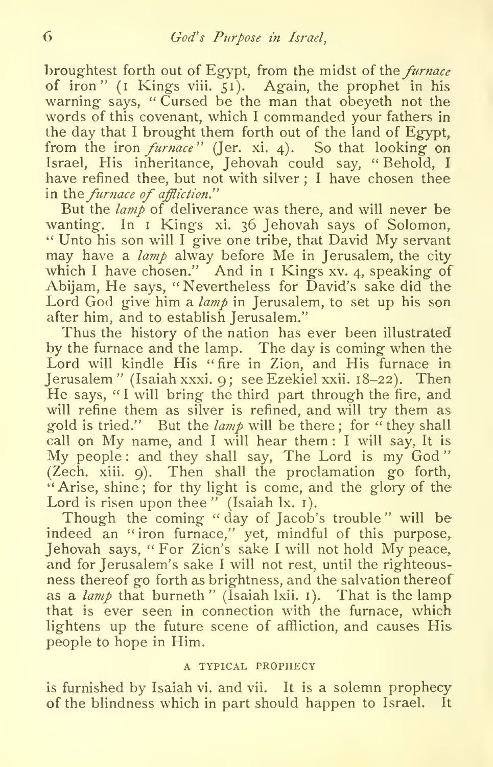broughtest forth out of Egypt, from the midst of the *furnace* of iron" (1 Kings viii. 51). Again, the prophet in his warning says, "Cursed be the man that obeyeth not the words of this covenant, which I commanded your fathers in the day that I brought them forth out of the land of Egypt, from the iron *furnace*" (Jer. xi. 4). So that looking on Israel, His inheritance, Jehovah could say, "Behold, I have refined thee, but not with silver; I have chosen thee in the *furnace of affliction*."

But the *lamp* of deliverance was there, and will never be wanting. In 1 Kings xi. 36 Jehovah says of Solomon, "Unto his son will I give one tribe, that David My servant may have a *lamp* alway before Me in Jerusalem, the city which I have chosen." And in 1 Kings xv. 4, speaking of Abijam, He says, "Nevertheless for David's sake did the Lord God give him a *lamp* in Jerusalem, to set up his son after him, and to establish Jerusalem."

Thus the history of the nation has ever been illustrated by the furnace and the lamp. The day is coming when the Lord will kindle His "fire in Zion, and His furnace in Jerusalem" (Isaiah xxxi. 9; see Ezekiel xxii. 18–22). Then He says, "I will bring the third part through the fire, and will refine them as silver is refined, and will try them as gold is tried." But the *lamp* will be there; for "they shall call on My name, and I will hear them: I will say, It is My people: and they shall say, The Lord is my God" (Zech. xiii. 9). Then shall the proclamation go forth, "Arise, shine; for thy light is come, and the glory of the Lord is risen upon thee" (Isaiah lx. 1).

Though the coming "day of Jacob's trouble" will be indeed an "iron furnace," yet, mindful of this purpose, Jehovah says, "For Zion's sake I will not hold My peace, and for Jerusalem's sake I will not rest, until the righteousness thereof go forth as brightness, and the salvation thereof as a *lamp* that burneth" (Isaiah lxii. 1). That is the lamp that is ever seen in connection with the furnace, which lightens up the future scene of affliction, and causes His people to hope in Him.

### A TYPICAL PROPHECY

is furnished by Isaiah vi. and vii. It is a solemn prophecy of the blindness which in part should happen to Israel. It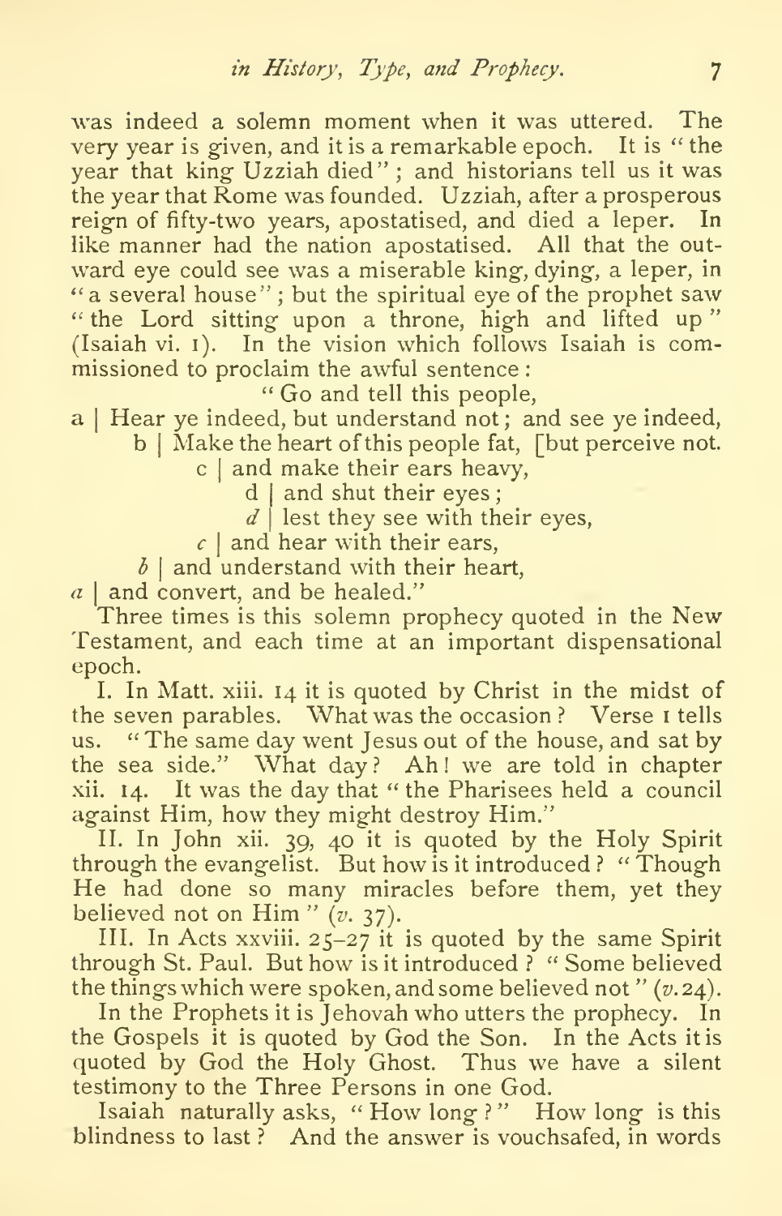was indeed a solemn moment when it was uttered. The very year is given, and it is a remarkable epoch. It is "the year that king Uzziah died"; and historians tell us it was the year that Rome was founded. Uzziah, after a prosperous reign of fifty-two years, apostatised, and died a leper. In like manner had the nation apostatised. All that the outward eye could see was a miserable king, dying, a leper, in "a several house"; but the spiritual eye of the prophet saw "the Lord sitting upon a throne, high and lifted up" (Isaiah vi. 1). In the vision which follows Isaiah is commissioned to proclaim the awful sentence:

"Go and tell this people,

a | Hear ye indeed, but understand not; and see ye indeed, [but perceive not.

  b | Make the heart of this people fat,

    c | and make their ears heavy,

      d | and shut their eyes;

      *d* | lest they see with their eyes,

    *c* | and hear with their ears,

  *b* | and understand with their heart,

*a* | and convert, and be healed."

Three times is this solemn prophecy quoted in the New Testament, and each time at an important dispensational epoch.

I. In Matt. xiii. 14 it is quoted by Christ in the midst of the seven parables. What was the occasion? Verse 1 tells us. "The same day went Jesus out of the house, and sat by the sea side." What day? Ah! we are told in chapter xii. 14. It was the day that "the Pharisees held a council against Him, how they might destroy Him."

II. In John xii. 39, 40 it is quoted by the Holy Spirit through the evangelist. But how is it introduced? "Though He had done so many miracles before them, yet they believed not on Him" (*v.* 37).

III. In Acts xxviii. 25–27 it is quoted by the same Spirit through St. Paul. But how is it introduced? "Some believed the things which were spoken, and some believed not" (*v.* 24).

In the Prophets it is Jehovah who utters the prophecy. In the Gospels it is quoted by God the Son. In the Acts it is quoted by God the Holy Ghost. Thus we have a silent testimony to the Three Persons in one God.

Isaiah naturally asks, "How long?" How long is this blindness to last? And the answer is vouchsafed, in words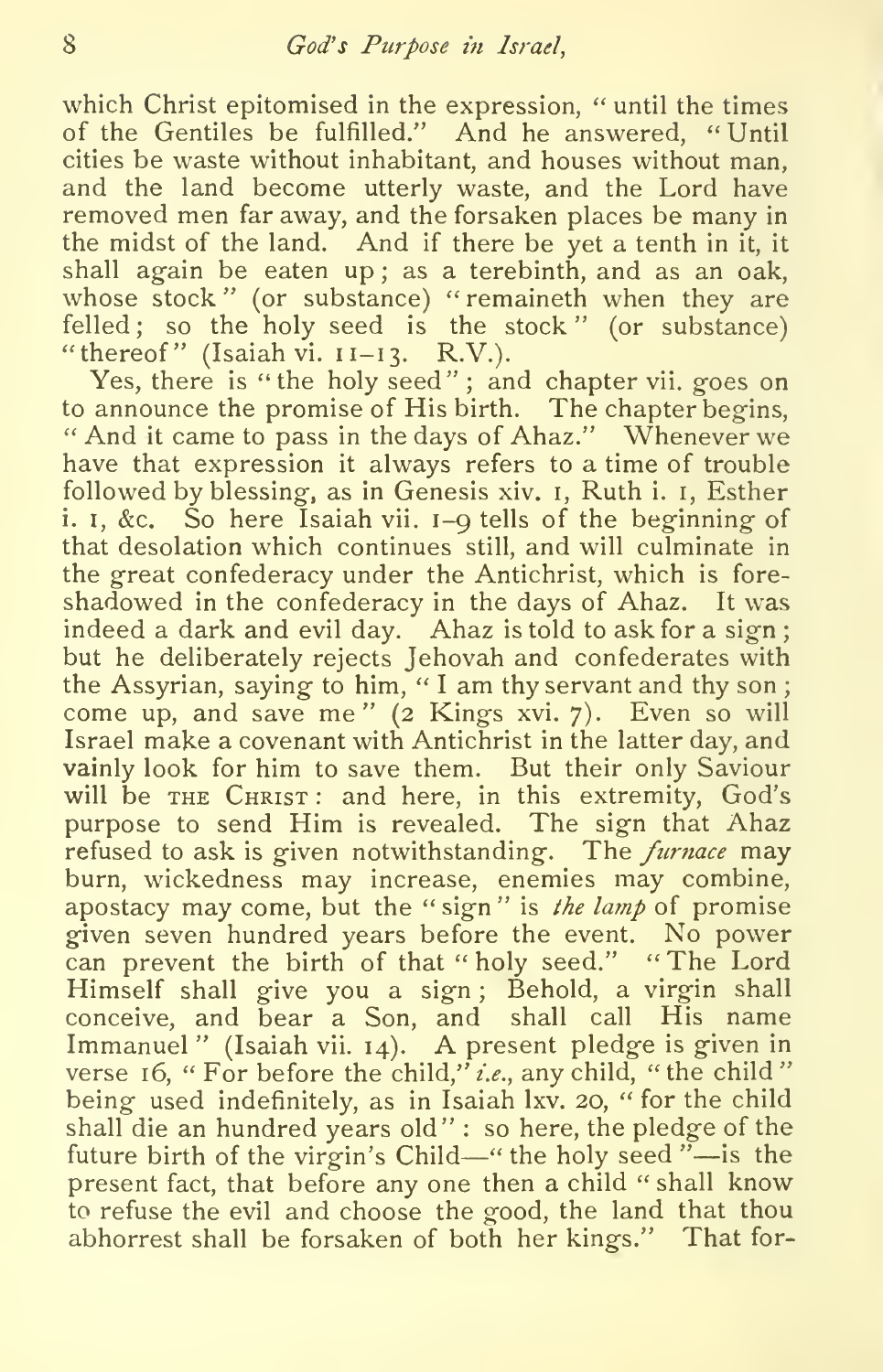which Christ epitomised in the expression, "until the times of the Gentiles be fulfilled." And he answered, "Until cities be waste without inhabitant, and houses without man, and the land become utterly waste, and the Lord have removed men far away, and the forsaken places be many in the midst of the land. And if there be yet a tenth in it, it shall again be eaten up; as a terebinth, and as an oak, whose stock" (or substance) "remaineth when they are felled; so the holy seed is the stock" (or substance) "thereof" (Isaiah vi. 11–13. R.V.).

Yes, there is "the holy seed"; and chapter vii. goes on to announce the promise of His birth. The chapter begins, "And it came to pass in the days of Ahaz." Whenever we have that expression it always refers to a time of trouble followed by blessing, as in Genesis xiv. 1, Ruth i. 1, Esther i. 1, &c. So here Isaiah vii. 1–9 tells of the beginning of that desolation which continues still, and will culminate in the great confederacy under the Antichrist, which is foreshadowed in the confederacy in the days of Ahaz. It was indeed a dark and evil day. Ahaz is told to ask for a sign; but he deliberately rejects Jehovah and confederates with the Assyrian, saying to him, "I am thy servant and thy son; come up, and save me" (2 Kings xvi. 7). Even so will Israel make a covenant with Antichrist in the latter day, and vainly look for him to save them. But their only Saviour will be THE CHRIST: and here, in this extremity, God's purpose to send Him is revealed. The sign that Ahaz refused to ask is given notwithstanding. The *furnace* may burn, wickedness may increase, enemies may combine, apostacy may come, but the "sign" is *the lamp* of promise given seven hundred years before the event. No power can prevent the birth of that "holy seed." "The Lord Himself shall give you a sign; Behold, a virgin shall conceive, and bear a Son, and shall call His name Immanuel" (Isaiah vii. 14). A present pledge is given in verse 16, "For before the child," *i.e.*, any child, "the child" being used indefinitely, as in Isaiah lxv. 20, "for the child shall die an hundred years old": so here, the pledge of the future birth of the virgin's Child—"the holy seed"—is the present fact, that before any one then a child "shall know to refuse the evil and choose the good, the land that thou abhorrest shall be forsaken of both her kings." That for-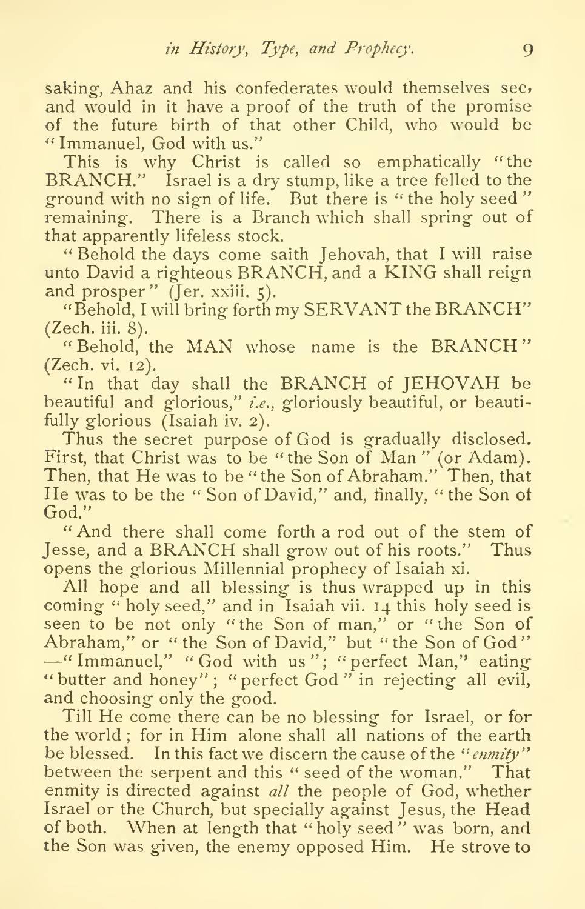saking, Ahaz and his confederates would themselves see, and would in it have a proof of the truth of the promise of the future birth of that other Child, who would be "Immanuel, God with us."

This is why Christ is called so emphatically "the BRANCH." Israel is a dry stump, like a tree felled to the ground with no sign of life. But there is "the holy seed" remaining. There is a Branch which shall spring out of that apparently lifeless stock.

"Behold the days come saith Jehovah, that I will raise unto David a righteous BRANCH, and a KING shall reign and prosper" (Jer. xxiii. 5).

"Behold, I will bring forth my SERVANT the BRANCH" (Zech. iii. 8).

"Behold, the MAN whose name is the BRANCH" (Zech. vi. 12).

"In that day shall the BRANCH of JEHOVAH be beautiful and glorious," *i.e.*, gloriously beautiful, or beautifully glorious (Isaiah iv. 2).

Thus the secret purpose of God is gradually disclosed. First, that Christ was to be "the Son of Man" (or Adam). Then, that He was to be "the Son of Abraham." Then, that He was to be the "Son of David," and, finally, "the Son of God."

"And there shall come forth a rod out of the stem of Jesse, and a BRANCH shall grow out of his roots." Thus opens the glorious Millennial prophecy of Isaiah xi.

All hope and all blessing is thus wrapped up in this coming "holy seed," and in Isaiah vii. 14 this holy seed is seen to be not only "the Son of man," or "the Son of Abraham," or "the Son of David," but "the Son of God" —"Immanuel," "God with us"; "perfect Man," eating "butter and honey"; "perfect God" in rejecting all evil, and choosing only the good.

Till He come there can be no blessing for Israel, or for the world; for in Him alone shall all nations of the earth be blessed. In this fact we discern the cause of the "*enmity*" between the serpent and this "seed of the woman." That enmity is directed against *all* the people of God, whether Israel or the Church, but specially against Jesus, the Head of both. When at length that "holy seed" was born, and the Son was given, the enemy opposed Him. He strove to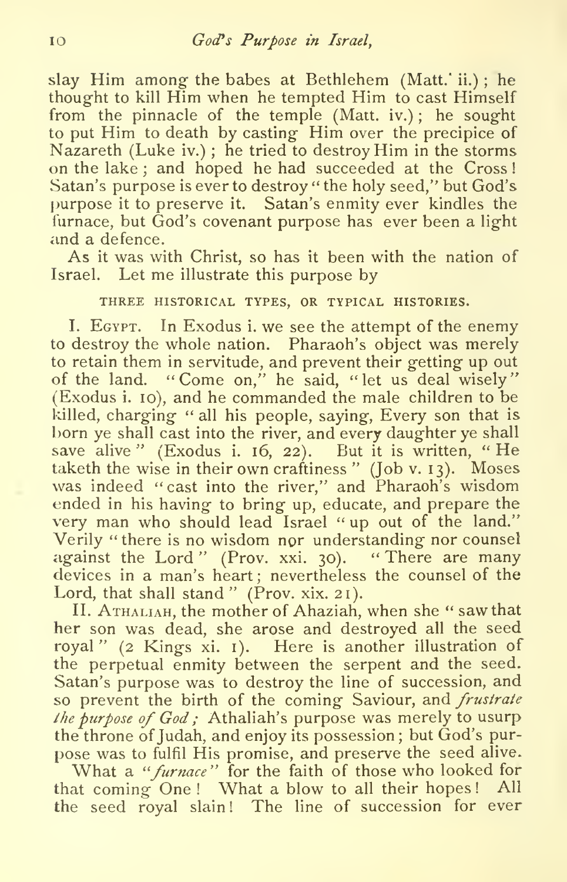slay Him among the babes at Bethlehem (Matt. ii.); he thought to kill Him when he tempted Him to cast Himself from the pinnacle of the temple (Matt. iv.); he sought to put Him to death by casting Him over the precipice of Nazareth (Luke iv.); he tried to destroy Him in the storms on the lake; and hoped he had succeeded at the Cross! Satan's purpose is ever to destroy "the holy seed," but God's purpose it to preserve it. Satan's enmity ever kindles the furnace, but God's covenant purpose has ever been a light and a defence.

As it was with Christ, so has it been with the nation of Israel. Let me illustrate this purpose by

THREE HISTORICAL TYPES, OR TYPICAL HISTORIES.

I. Egypt. In Exodus i. we see the attempt of the enemy to destroy the whole nation. Pharaoh's object was merely to retain them in servitude, and prevent their getting up out of the land. "Come on," he said, "let us deal wisely" (Exodus i. 10), and he commanded the male children to be killed, charging "all his people, saying, Every son that is born ye shall cast into the river, and every daughter ye shall save alive" (Exodus i. 16, 22). But it is written, "He taketh the wise in their own craftiness" (Job v. 13). Moses was indeed "cast into the river," and Pharaoh's wisdom ended in his having to bring up, educate, and prepare the very man who should lead Israel "up out of the land." Verily "there is no wisdom nor understanding nor counsel against the Lord" (Prov. xxi. 30). "There are many devices in a man's heart; nevertheless the counsel of the Lord, that shall stand" (Prov. xix. 21).

II. Athaliah, the mother of Ahaziah, when she "saw that her son was dead, she arose and destroyed all the seed royal" (2 Kings xi. 1). Here is another illustration of the perpetual enmity between the serpent and the seed. Satan's purpose was to destroy the line of succession, and so prevent the birth of the coming Saviour, and *frustrate the purpose of God*; Athaliah's purpose was merely to usurp the throne of Judah, and enjoy its possession; but God's purpose was to fulfil His promise, and preserve the seed alive.

What a "*furnace*" for the faith of those who looked for that coming One! What a blow to all their hopes! All the seed royal slain! The line of succession for ever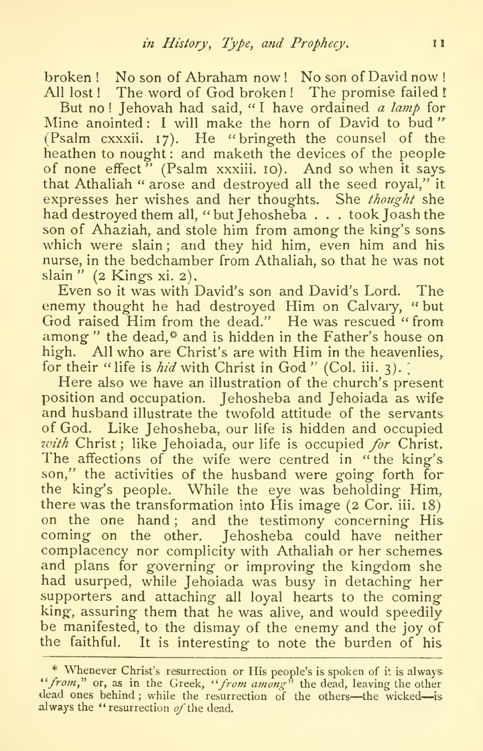broken! No son of Abraham now! No son of David now! All lost! The word of God broken! The promise failed!

But no! Jehovah had said, "I have ordained *a lamp* for Mine anointed: I will make the horn of David to bud" (Psalm cxxxii. 17). He "bringeth the counsel of the heathen to nought: and maketh the devices of the people of none effect" (Psalm xxxiii. 10). And so when it says that Athaliah "arose and destroyed all the seed royal," it expresses her wishes and her thoughts. She *thought* she had destroyed them all, "but Jehosheba . . . took Joash the son of Ahaziah, and stole him from among the king's sons which were slain; and they hid him, even him and his nurse, in the bedchamber from Athaliah, so that he was not slain" (2 Kings xi. 2).

Even so it was with David's son and David's Lord. The enemy thought he had destroyed Him on Calvary, "but God raised Him from the dead." He was rescued "from among" the dead,* and is hidden in the Father's house on high. All who are Christ's are with Him in the heavenlies, for their "life is *hid* with Christ in God" (Col. iii. 3).

Here also we have an illustration of the church's present position and occupation. Jehosheba and Jehoiada as wife and husband illustrate the twofold attitude of the servants of God. Like Jehosheba, our life is hidden and occupied *with* Christ; like Jehoiada, our life is occupied *for* Christ. The affections of the wife were centred in "the king's son," the activities of the husband were going forth for the king's people. While the eye was beholding Him, there was the transformation into His image (2 Cor. iii. 18) on the one hand; and the testimony concerning His coming on the other. Jehosheba could have neither complacency nor complicity with Athaliah or her schemes and plans for governing or improving the kingdom she had usurped, while Jehoiada was busy in detaching her supporters and attaching all loyal hearts to the coming king, assuring them that he was alive, and would speedily be manifested, to the dismay of the enemy and the joy of the faithful. It is interesting to note the burden of his

---

\* Whenever Christ's resurrection or His people's is spoken of it is always "*from*," or, as in the Greek, "*from among*" the dead, leaving the other dead ones behind; while the resurrection of the others—the wicked—is always the "resurrection *of* the dead.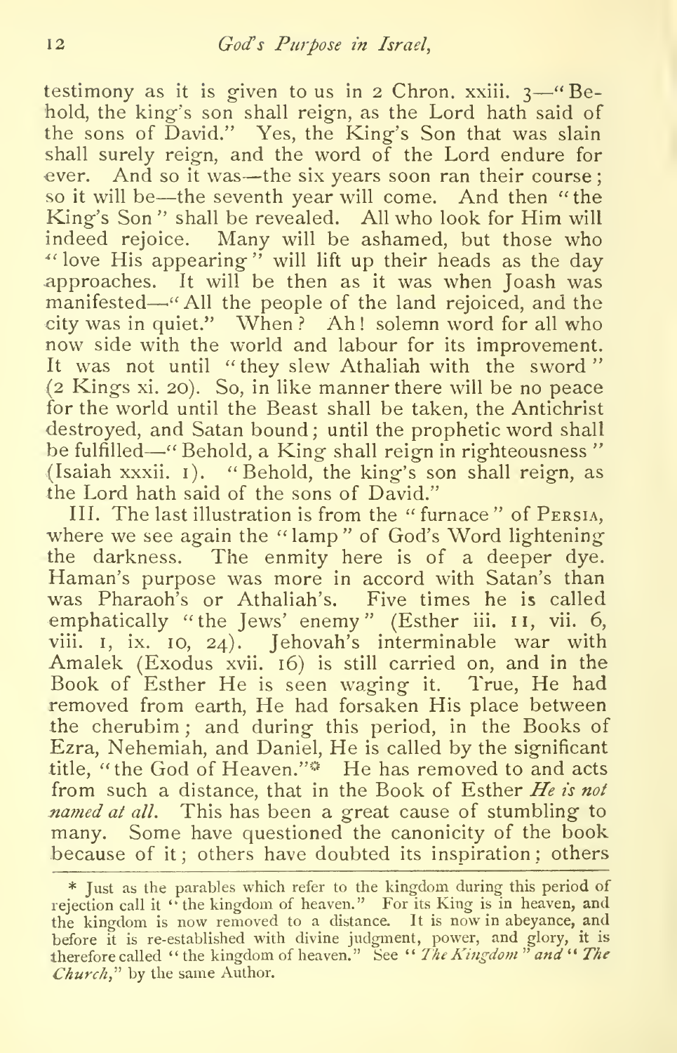testimony as it is given to us in 2 Chron. xxiii. 3—"Behold, the king's son shall reign, as the Lord hath said of the sons of David." Yes, the King's Son that was slain shall surely reign, and the word of the Lord endure for ever. And so it was—the six years soon ran their course; so it will be—the seventh year will come. And then "the King's Son" shall be revealed. All who look for Him will indeed rejoice. Many will be ashamed, but those who "love His appearing" will lift up their heads as the day approaches. It will be then as it was when Joash was manifested—"All the people of the land rejoiced, and the city was in quiet." When? Ah! solemn word for all who now side with the world and labour for its improvement. It was not until "they slew Athaliah with the sword" (2 Kings xi. 20). So, in like manner there will be no peace for the world until the Beast shall be taken, the Antichrist destroyed, and Satan bound; until the prophetic word shall be fulfilled—"Behold, a King shall reign in righteousness" (Isaiah xxxii. 1). "Behold, the king's son shall reign, as the Lord hath said of the sons of David."

III. The last illustration is from the "furnace" of Persia, where we see again the "lamp" of God's Word lightening the darkness. The enmity here is of a deeper dye. Haman's purpose was more in accord with Satan's than was Pharaoh's or Athaliah's. Five times he is called emphatically "the Jews' enemy" (Esther iii. 11, vii. 6, viii. 1, ix. 10, 24). Jehovah's interminable war with Amalek (Exodus xvii. 16) is still carried on, and in the Book of Esther He is seen waging it. True, He had removed from earth, He had forsaken His place between the cherubim; and during this period, in the Books of Ezra, Nehemiah, and Daniel, He is called by the significant title, "the God of Heaven."* He has removed to and acts from such a distance, that in the Book of Esther *He is not named at all*. This has been a great cause of stumbling to many. Some have questioned the canonicity of the book because of it; others have doubted its inspiration; others

* Just as the parables which refer to the kingdom during this period of rejection call it "the kingdom of heaven." For its King is in heaven, and the kingdom is now removed to a distance. It is now in abeyance, and before it is re-established with divine judgment, power, and glory, it is therefore called "the kingdom of heaven." See "*The Kingdom*" and "*The Church*," by the same Author.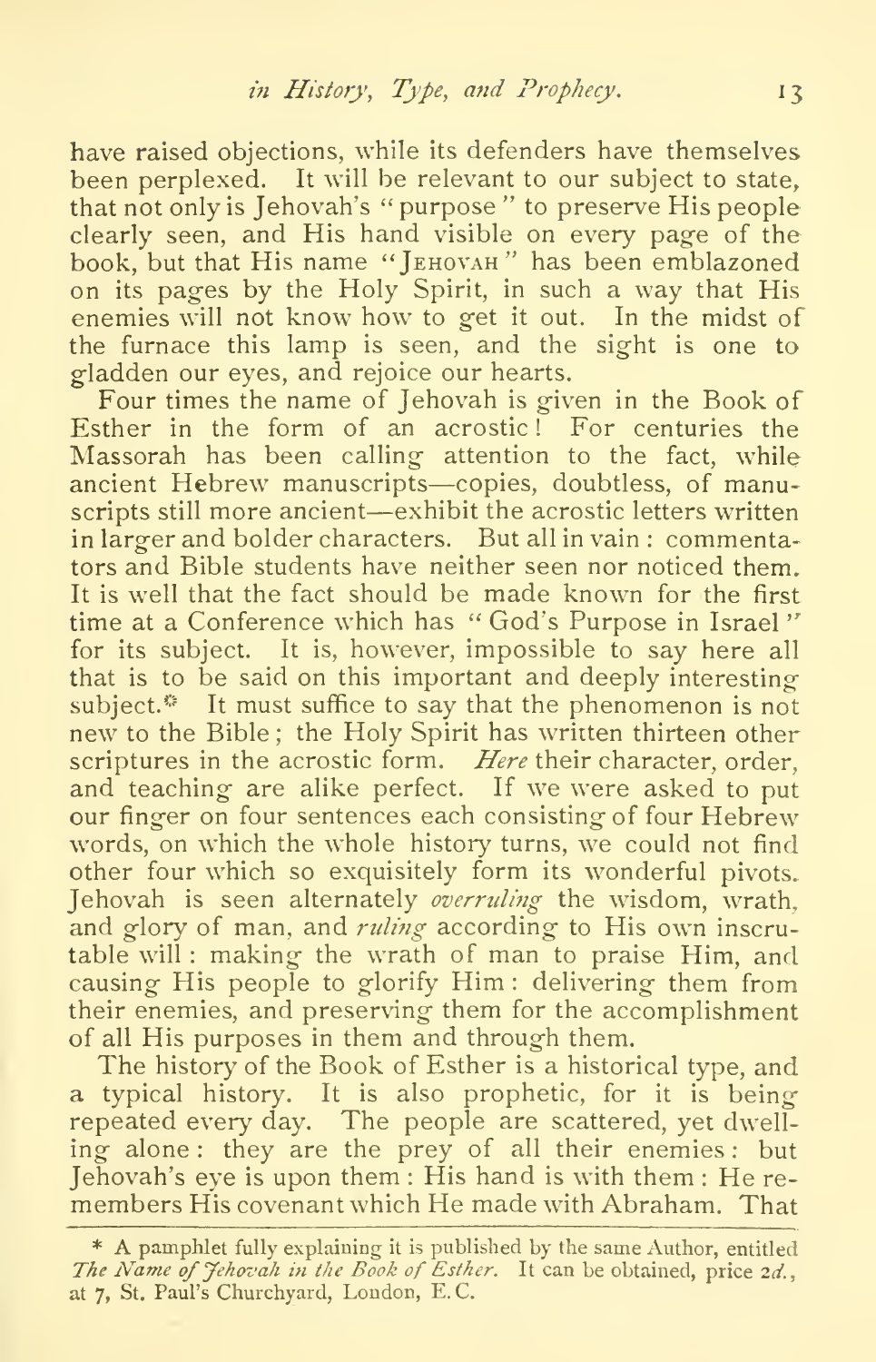have raised objections, while its defenders have themselves been perplexed. It will be relevant to our subject to state, that not only is Jehovah's "purpose" to preserve His people clearly seen, and His hand visible on every page of the book, but that His name "JEHOVAH" has been emblazoned on its pages by the Holy Spirit, in such a way that His enemies will not know how to get it out. In the midst of the furnace this lamp is seen, and the sight is one to gladden our eyes, and rejoice our hearts.

Four times the name of Jehovah is given in the Book of Esther in the form of an acrostic! For centuries the Massorah has been calling attention to the fact, while ancient Hebrew manuscripts—copies, doubtless, of manuscripts still more ancient—exhibit the acrostic letters written in larger and bolder characters. But all in vain: commentators and Bible students have neither seen nor noticed them. It is well that the fact should be made known for the first time at a Conference which has "God's Purpose in Israel" for its subject. It is, however, impossible to say here all that is to be said on this important and deeply interesting subject.* It must suffice to say that the phenomenon is not new to the Bible; the Holy Spirit has written thirteen other scriptures in the acrostic form. *Here* their character, order, and teaching are alike perfect. If we were asked to put our finger on four sentences each consisting of four Hebrew words, on which the whole history turns, we could not find other four which so exquisitely form its wonderful pivots. Jehovah is seen alternately *overruling* the wisdom, wrath, and glory of man, and *ruling* according to His own inscrutable will: making the wrath of man to praise Him, and causing His people to glorify Him: delivering them from their enemies, and preserving them for the accomplishment of all His purposes in them and through them.

The history of the Book of Esther is a historical type, and a typical history. It is also prophetic, for it is being repeated every day. The people are scattered, yet dwelling alone: they are the prey of all their enemies: but Jehovah's eye is upon them: His hand is with them: He remembers His covenant which He made with Abraham. That

---

\* A pamphlet fully explaining it is published by the same Author, entitled *The Name of Jehovah in the Book of Esther.* It can be obtained, price 2*d.*, at 7, St. Paul's Churchyard, London, E.C.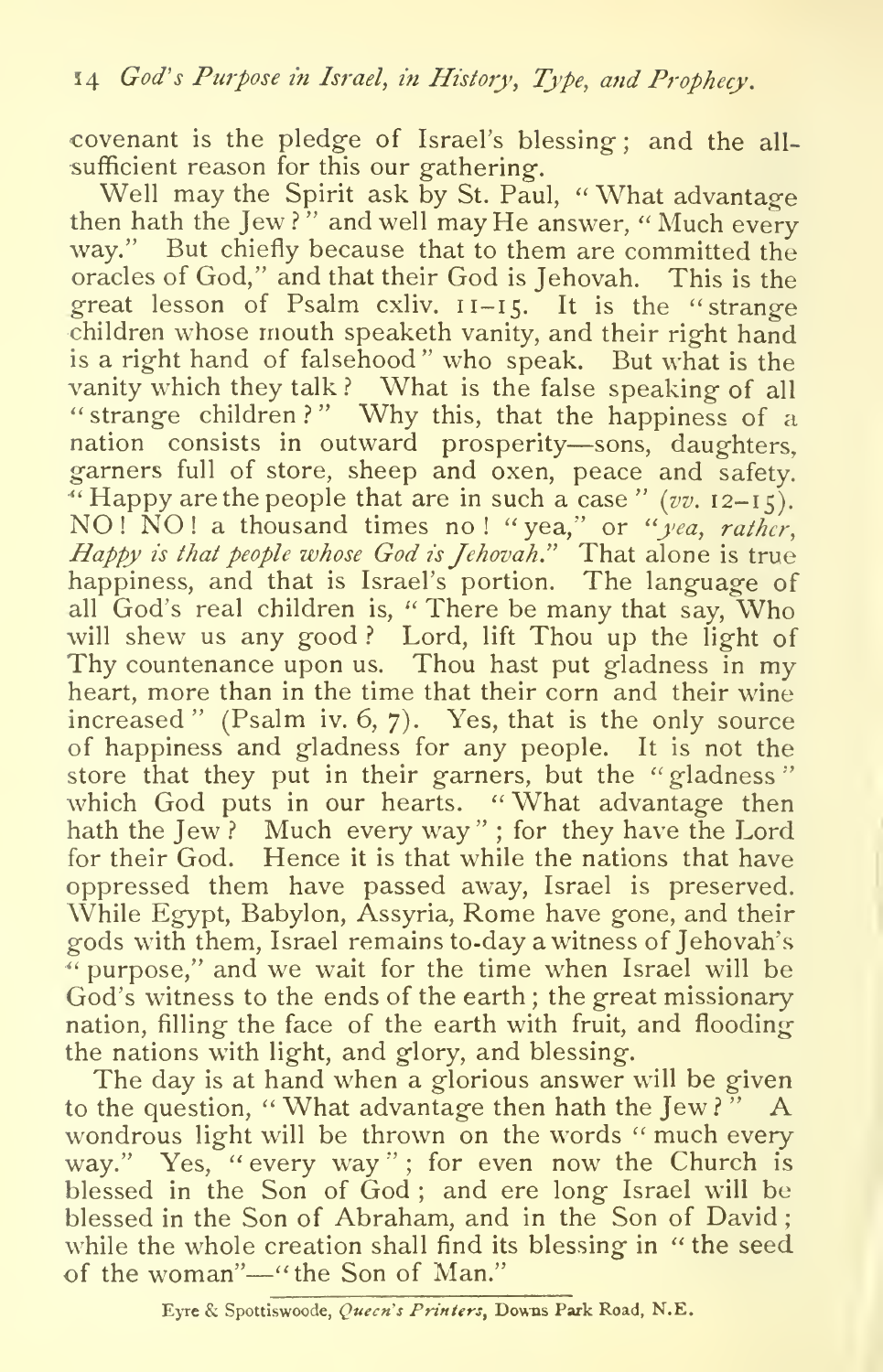covenant is the pledge of Israel's blessing; and the all-sufficient reason for this our gathering.

Well may the Spirit ask by St. Paul, "What advantage then hath the Jew?" and well may He answer, "Much every way." But chiefly because that to them are committed the oracles of God," and that their God is Jehovah. This is the great lesson of Psalm cxliv. 11–15. It is the "strange children whose mouth speaketh vanity, and their right hand is a right hand of falsehood" who speak. But what is the vanity which they talk? What is the false speaking of all "strange children?" Why this, that the happiness of a nation consists in outward prosperity—sons, daughters, garners full of store, sheep and oxen, peace and safety. "Happy are the people that are in such a case" (*vv.* 12–15). NO! NO! a thousand times no! "yea," or "*yea, rather, Happy is that people whose God is Jehovah.*" That alone is true happiness, and that is Israel's portion. The language of all God's real children is, "There be many that say, Who will shew us any good? Lord, lift Thou up the light of Thy countenance upon us. Thou hast put gladness in my heart, more than in the time that their corn and their wine increased" (Psalm iv. 6, 7). Yes, that is the only source of happiness and gladness for any people. It is not the store that they put in their garners, but the "gladness" which God puts in our hearts. "What advantage then hath the Jew? Much every way"; for they have the Lord for their God. Hence it is that while the nations that have oppressed them have passed away, Israel is preserved. While Egypt, Babylon, Assyria, Rome have gone, and their gods with them, Israel remains to-day a witness of Jehovah's "purpose," and we wait for the time when Israel will be God's witness to the ends of the earth; the great missionary nation, filling the face of the earth with fruit, and flooding the nations with light, and glory, and blessing.

The day is at hand when a glorious answer will be given to the question, "What advantage then hath the Jew?" A wondrous light will be thrown on the words "much every way." Yes, "every way"; for even now the Church is blessed in the Son of God; and ere long Israel will be blessed in the Son of Abraham, and in the Son of David; while the whole creation shall find its blessing in "the seed of the woman"—"the Son of Man."

Eyre & Spottiswoode, *Queen's Printers*, Downs Park Road, N.E.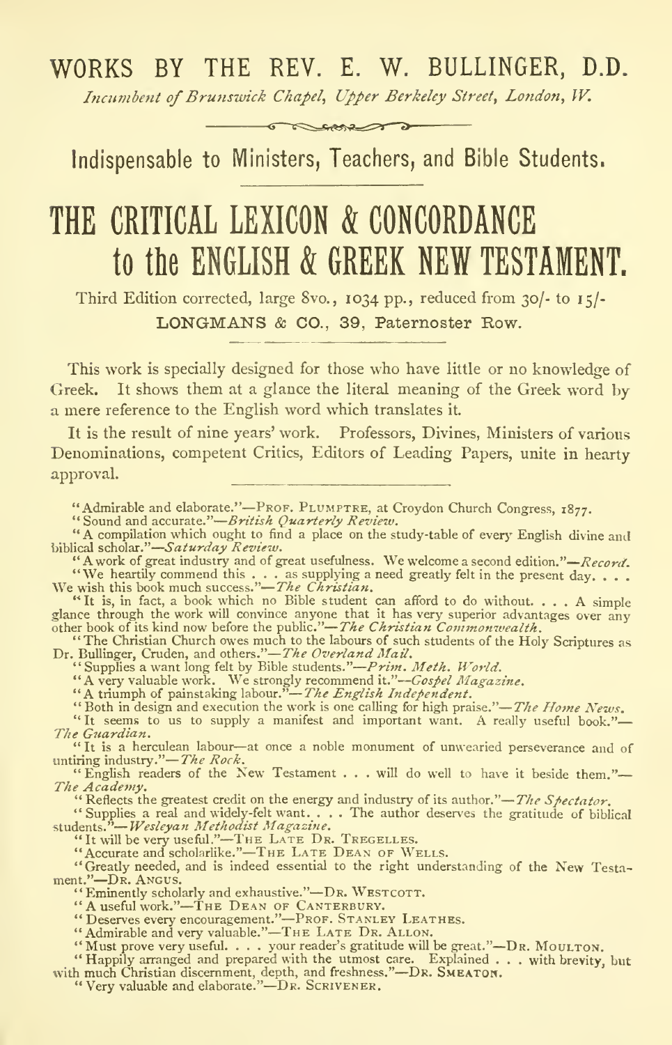# WORKS BY THE REV. E. W. BULLINGER, D.D.

*Incumbent of Brunswick Chapel, Upper Berkeley Street, London, W.*

## Indispensable to Ministers, Teachers, and Bible Students.

# THE CRITICAL LEXICON & CONCORDANCE to the ENGLISH & GREEK NEW TESTAMENT.

Third Edition corrected, large 8vo., 1034 pp., reduced from 30/- to 15/-

LONGMANS & CO., 39, Paternoster Row.

This work is specially designed for those who have little or no knowledge of Greek. It shows them at a glance the literal meaning of the Greek word by a mere reference to the English word which translates it.

It is the result of nine years' work. Professors, Divines, Ministers of various Denominations, competent Critics, Editors of Leading Papers, unite in hearty approval.

"Admirable and elaborate."—PROF. PLUMPTRE, at Croydon Church Congress, 1877.

"Sound and accurate."—*British Quarterly Review.*

"A compilation which ought to find a place on the study-table of every English divine and biblical scholar."—*Saturday Review.*

"A work of great industry and of great usefulness. We welcome a second edition."—*Record.*

"We heartily commend this . . . as supplying a need greatly felt in the present day. . . . We wish this book much success."—*The Christian.*

"It is, in fact, a book which no Bible student can afford to do without. . . . A simple glance through the work will convince anyone that it has very superior advantages over any other book of its kind now before the public."—*The Christian Commonwealth.*

"The Christian Church owes much to the labours of such students of the Holy Scriptures as Dr. Bullinger, Cruden, and others."—*The Overland Mail.*

"Supplies a want long felt by Bible students."—*Prim. Meth. World.*

"A very valuable work. We strongly recommend it."—*Gospel Magazine.*

"A triumph of painstaking labour."—*The English Independent.*

"Both in design and execution the work is one calling for high praise."—*The Home News.*

"It seems to us to supply a manifest and important want. A really useful book."—*The Guardian.*

"It is a herculean labour—at once a noble monument of unwearied perseverance and of untiring industry."—*The Rock.*

"English readers of the New Testament . . . will do well to have it beside them."—*The Academy.*

"Reflects the greatest credit on the energy and industry of its author."—*The Spectator.*

"Supplies a real and widely-felt want. . . . The author deserves the gratitude of biblical students."—*Wesleyan Methodist Magazine.*

"It will be very useful."—THE LATE DR. TREGELLES.

"Accurate and scholarlike."—THE LATE DEAN OF WELLS.

"Greatly needed, and is indeed essential to the right understanding of the New Testament."—DR. ANGUS.

"Eminently scholarly and exhaustive."—DR. WESTCOTT.

"A useful work."—THE DEAN OF CANTERBURY.

"Deserves every encouragement."—PROF. STANLEY LEATHES.

"Admirable and very valuable."—THE LATE DR. ALLON.

"Must prove very useful. . . . your reader's gratitude will be great."—DR. MOULTON.

"Happily arranged and prepared with the utmost care. Explained . . . with brevity, but with much Christian discernment, depth, and freshness."—DR. SMEATON.

"Very valuable and elaborate."—DR. SCRIVENER.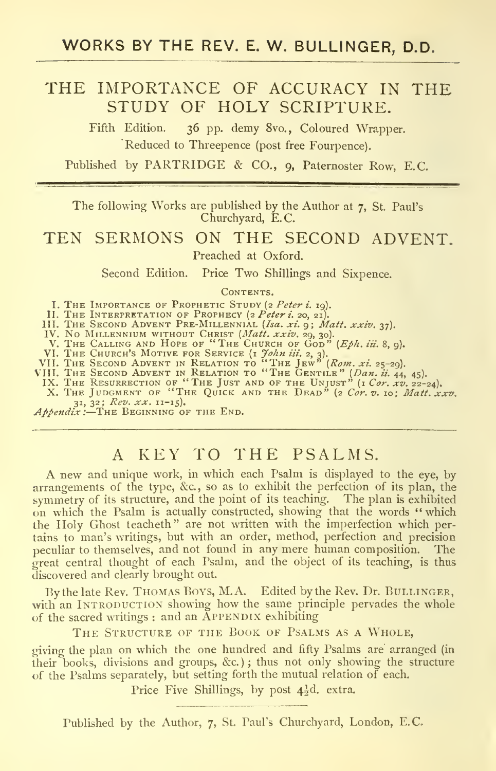## WORKS BY THE REV. E. W. BULLINGER, D.D.

---

# THE IMPORTANCE OF ACCURACY IN THE STUDY OF HOLY SCRIPTURE.

Fifth Edition. 36 pp. demy 8vo., Coloured Wrapper.
Reduced to Threepence (post free Fourpence).

Published by PARTRIDGE & CO., 9, Paternoster Row, E.C.

---

The following Works are published by the Author at 7, St. Paul's Churchyard, E.C.

# TEN SERMONS ON THE SECOND ADVENT.

Preached at Oxford.

Second Edition. Price Two Shillings and Sixpence.

CONTENTS.

I. THE IMPORTANCE OF PROPHETIC STUDY (2 *Peter i.* 19).
II. THE INTERPRETATION OF PROPHECY (2 *Peter i.* 20, 21).
III. THE SECOND ADVENT PRE-MILLENNIAL (*Isa. xi.* 9; *Matt. xxiv.* 37).
IV. NO MILLENNIUM WITHOUT CHRIST (*Matt. xxiv.* 29, 30).
V. THE CALLING AND HOPE OF "THE CHURCH OF GOD" (*Eph. iii.* 8, 9).
VI. THE CHURCH'S MOTIVE FOR SERVICE (1 *John iii.* 2, 3).
VII. THE SECOND ADVENT IN RELATION TO "THE JEW" (*Rom. xi.* 25-29).
VIII. THE SECOND ADVENT IN RELATION TO "THE GENTILE" (*Dan. ii.* 44, 45).
IX. THE RESURRECTION OF "THE JUST AND OF THE UNJUST" (1 *Cor. xv.* 22-24).
X. THE JUDGMENT OF "THE QUICK AND THE DEAD" (2 *Cor. v.* 10; *Matt. xxv.* 31, 32; *Rev. xx.* 11-15).
*Appendix*:—THE BEGINNING OF THE END.

---

# A KEY TO THE PSALMS.

A new and unique work, in which each Psalm is displayed to the eye, by arrangements of the type, &c., so as to exhibit the perfection of its plan, the symmetry of its structure, and the point of its teaching. The plan is exhibited on which the Psalm is actually constructed, showing that the words "which the Holy Ghost teacheth" are not written with the imperfection which pertains to man's writings, but with an order, method, perfection and precision peculiar to themselves, and not found in any mere human composition. The great central thought of each Psalm, and the object of its teaching, is thus discovered and clearly brought out.

By the late Rev. THOMAS BOYS, M.A. Edited by the Rev. Dr. BULLINGER, with an INTRODUCTION showing how the same principle pervades the whole of the sacred writings: and an APPENDIX exhibiting

THE STRUCTURE OF THE BOOK OF PSALMS AS A WHOLE,

giving the plan on which the one hundred and fifty Psalms are arranged (in their books, divisions and groups, &c.); thus not only showing the structure of the Psalms separately, but setting forth the mutual relation of each.

Price Five Shillings, by post 4½d. extra.

---

Published by the Author, 7, St. Paul's Churchyard, London, E.C.